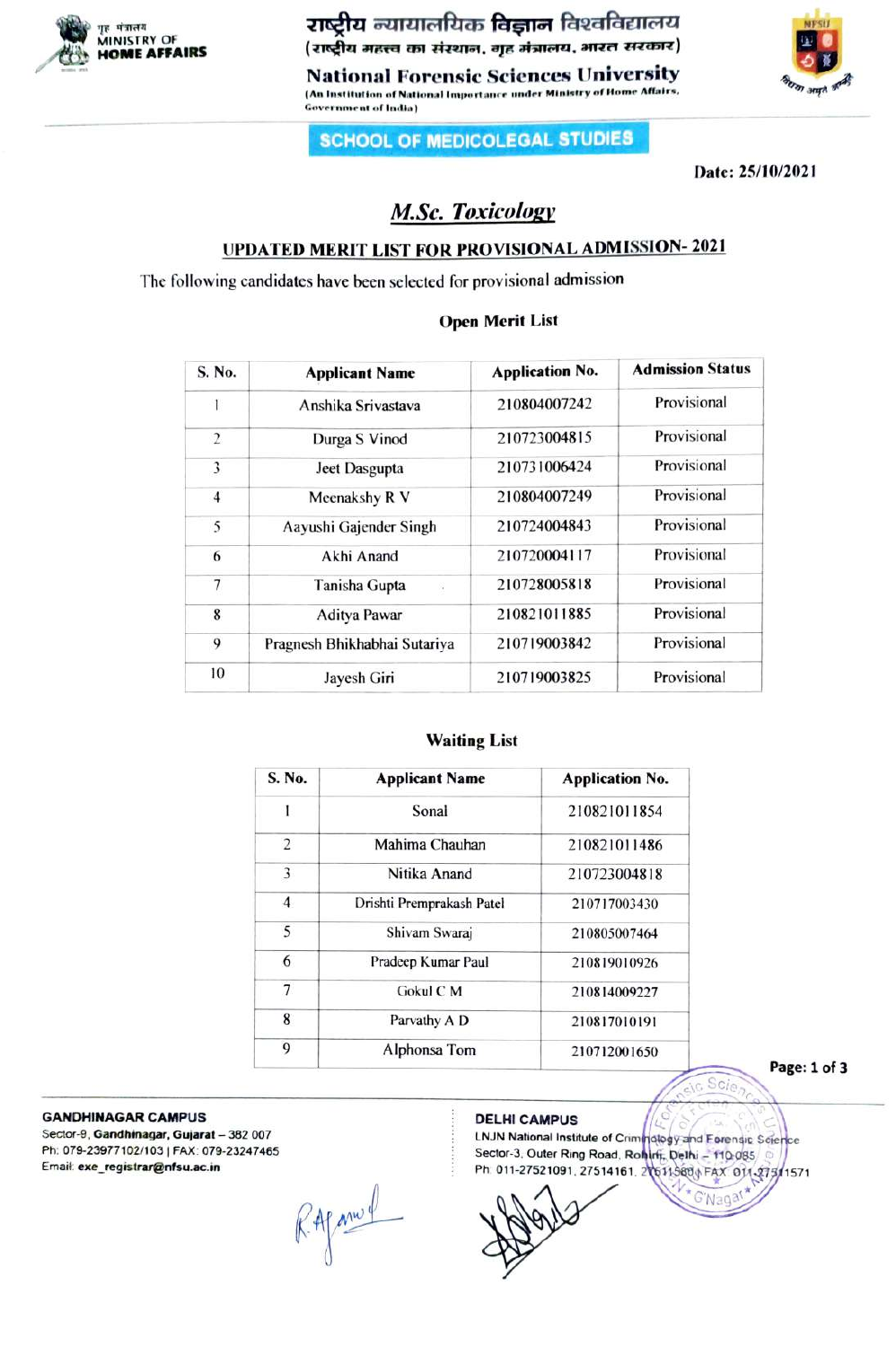गृह मंत्रालय
MINISTRY OF HOME AFFAIRS

राष्ट्रीय न्यायालयिक विज्ञान विश्वविद्यालय
(राष्ट्रीय महत्त्व का संस्थान, गृह मंत्रालय, भारत सरकार)

# National Forensic Sciences University

(An Institution of National Importance under Ministry of Home Affairs, Government of India)

## SCHOOL OF MEDICOLEGAL STUDIES

**Date: 25/10/2021**

## *M.Sc. Toxicology*

### UPDATED MERIT LIST FOR PROVISIONAL ADMISSION- 2021

The following candidates have been selected for provisional admission

**Open Merit List**

| S. No. | Applicant Name | Application No. | Admission Status |
|---|---|---|---|
| 1 | Anshika Srivastava | 210804007242 | Provisional |
| 2 | Durga S Vinod | 210723004815 | Provisional |
| 3 | Jeet Dasgupta | 210731006424 | Provisional |
| 4 | Meenakshy R V | 210804007249 | Provisional |
| 5 | Aayushi Gajender Singh | 210724004843 | Provisional |
| 6 | Akhi Anand | 210720004117 | Provisional |
| 7 | Tanisha Gupta | 210728005818 | Provisional |
| 8 | Aditya Pawar | 210821011885 | Provisional |
| 9 | Pragnesh Bhikhabhai Sutariya | 210719003842 | Provisional |
| 10 | Jayesh Giri | 210719003825 | Provisional |

**Waiting List**

| S. No. | Applicant Name | Application No. |
|---|---|---|
| 1 | Sonal | 210821011854 |
| 2 | Mahima Chauhan | 210821011486 |
| 3 | Nitika Anand | 210723004818 |
| 4 | Drishti Premprakash Patel | 210717003430 |
| 5 | Shivam Swaraj | 210805007464 |
| 6 | Pradeep Kumar Paul | 210819010926 |
| 7 | Gokul C M | 210814009227 |
| 8 | Parvathy A D | 210817010191 |
| 9 | Alphonsa Tom | 210712001650 |

**GANDHINAGAR CAMPUS**
Sector-9, Gandhinagar, Gujarat – 382 007
Ph: 079-23977102/103 | FAX: 079-23247465
Email: exe_registrar@nfsu.ac.in

**DELHI CAMPUS**
LNJN National Institute of Criminology and Forensic Science
Sector-3, Outer Ring Road, Rohini, Delhi – 110 085
Ph: 011-27521091, 27514161, 27511580 | FAX: 011-27511571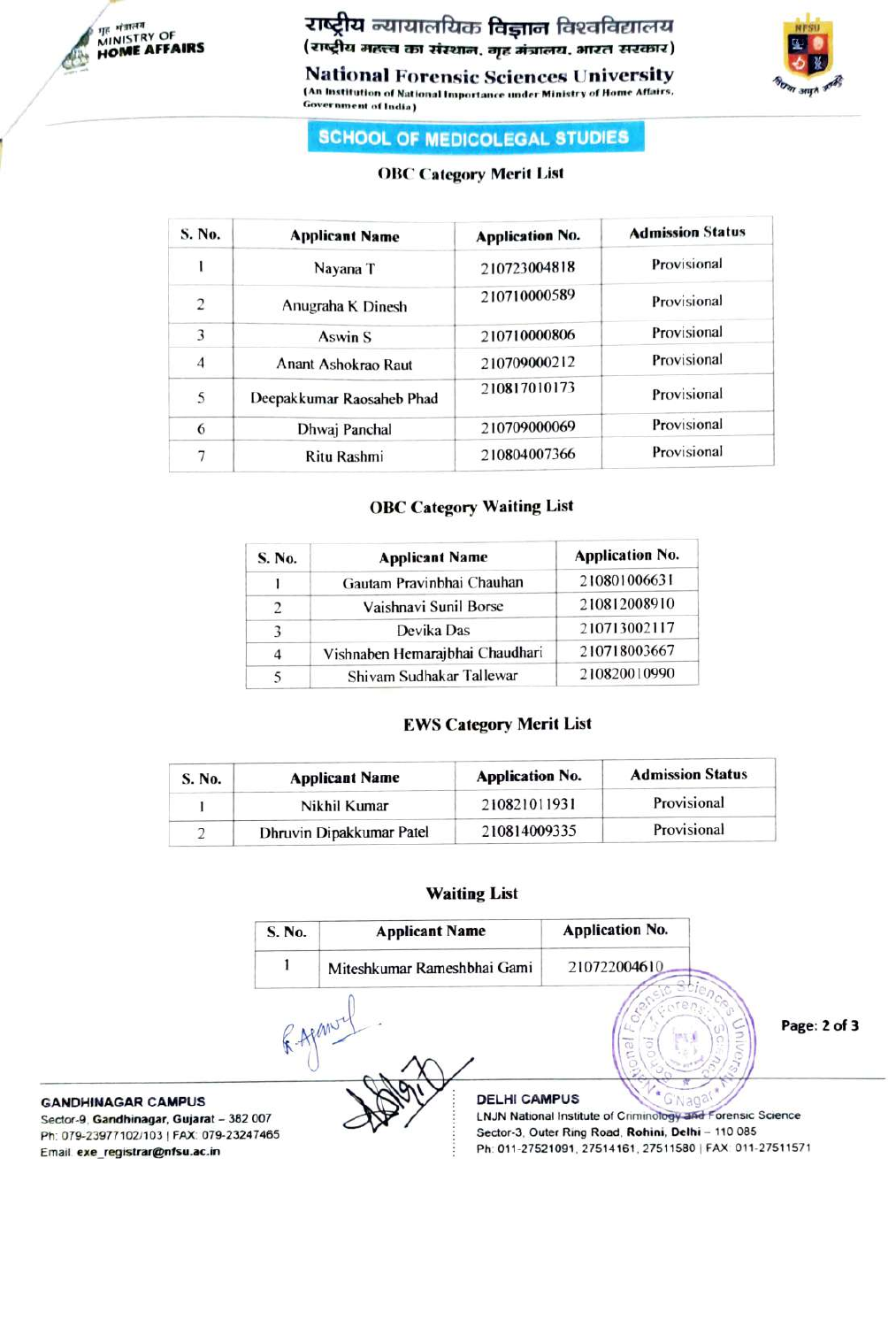राष्ट्रीय न्यायालयिक विज्ञान विश्वविद्यालय
(राष्ट्रीय महत्त्व का संस्थान, गृह मंत्रालय, भारत सरकार)

# National Forensic Sciences University

(An Institution of National Importance under Ministry of Home Affairs, Government of India)

## SCHOOL OF MEDICOLEGAL STUDIES

### OBC Category Merit List

| S. No. | Applicant Name | Application No. | Admission Status |
|---|---|---|---|
| 1 | Nayana T | 210723004818 | Provisional |
| 2 | Anugraha K Dinesh | 210710000589 | Provisional |
| 3 | Aswin S | 210710000806 | Provisional |
| 4 | Anant Ashokrao Raut | 210709000212 | Provisional |
| 5 | Deepakkumar Raosaheb Phad | 210817010173 | Provisional |
| 6 | Dhwaj Panchal | 210709000069 | Provisional |
| 7 | Ritu Rashmi | 210804007366 | Provisional |

### OBC Category Waiting List

| S. No. | Applicant Name | Application No. |
|---|---|---|
| 1 | Gautam Pravinbhai Chauhan | 210801006631 |
| 2 | Vaishnavi Sunil Borse | 210812008910 |
| 3 | Devika Das | 210713002117 |
| 4 | Vishnaben Hemarajbhai Chaudhari | 210718003667 |
| 5 | Shivam Sudhakar Tallewar | 210820010990 |

### EWS Category Merit List

| S. No. | Applicant Name | Application No. | Admission Status |
|---|---|---|---|
| 1 | Nikhil Kumar | 210821011931 | Provisional |
| 2 | Dhruvin Dipakkumar Patel | 210814009335 | Provisional |

### Waiting List

| S. No. | Applicant Name | Application No. |
|---|---|---|
| 1 | Miteshkumar Rameshbhai Gami | 210722004610 |

**GANDHINAGAR CAMPUS**
Sector-9, Gandhinagar, Gujarat – 382 007
Ph: 079-23977102/103 | FAX: 079-23247465
Email: exe_registrar@nfsu.ac.in

**DELHI CAMPUS**
LNJN National Institute of Criminology and Forensic Science
Sector-3, Outer Ring Road, Rohini, Delhi – 110 085
Ph: 011-27521091, 27514161, 27511580 | FAX: 011-27511571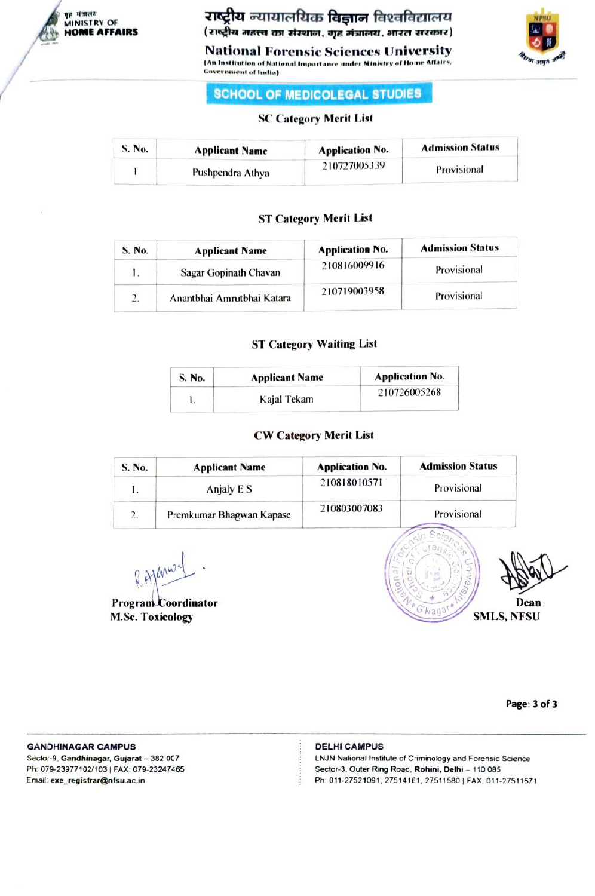गृह मंत्रालय
MINISTRY OF
HOME AFFAIRS

राष्ट्रीय न्यायालयिक विज्ञान विश्वविद्यालय
(राष्ट्रीय महत्त्व का संस्थान, गृह मंत्रालय, भारत सरकार)

**National Forensic Sciences University**
(An Institution of National Importance under Ministry of Home Affairs, Government of India)

## SCHOOL OF MEDICOLEGAL STUDIES

### SC Category Merit List

| S. No. | Applicant Name | Application No. | Admission Status |
|---|---|---|---|
| 1 | Pushpendra Athya | 210727005339 | Provisional |

### ST Category Merit List

| S. No. | Applicant Name | Application No. | Admission Status |
|---|---|---|---|
| 1. | Sagar Gopinath Chavan | 210816009916 | Provisional |
| 2. | Anantbhai Amrutbhai Katara | 210719003958 | Provisional |

### ST Category Waiting List

| S. No. | Applicant Name | Application No. |
|---|---|---|
| 1. | Kajal Tekam | 210726005268 |

### CW Category Merit List

| S. No. | Applicant Name | Application No. | Admission Status |
|---|---|---|---|
| 1. | Anjaly E S | 210818010571 | Provisional |
| 2. | Premkumar Bhagwan Kapase | 210803007083 | Provisional |

Program Coordinator
M.Sc. Toxicology

Dean
SMLS, NFSU

**GANDHINAGAR CAMPUS**
Sector-9, Gandhinagar, Gujarat – 382 007
Ph: 079-23977102/103 | FAX: 079-23247465
Email: exe_registrar@nfsu.ac.in

**DELHI CAMPUS**
LNJN National Institute of Criminology and Forensic Science
Sector-3, Outer Ring Road, Rohini, Delhi – 110 085
Ph: 011-27521091, 27514161, 27511580 | FAX: 011-27511571